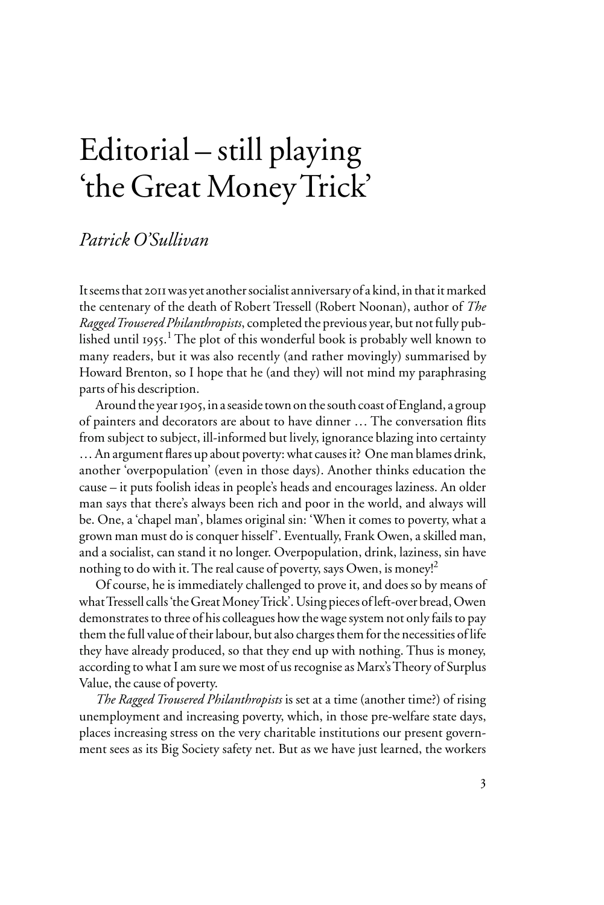# Editorial – still playing 'the Great Money Trick'

*Patrick O'Sullivan*

It seems that 2011 was yet another socialist anniversary of a kind, in that it marked the centenary of the death of Robert Tressell (Robert Noonan), author of *The Ragged Trousered Philanthropists*, completed the previous year, but not fully published until 1955.[1] The plot of this wonderful book is probably well known to many readers, but it was also recently (and rather movingly) summarised by Howard Brenton, so I hope that he (and they) will not mind my paraphrasing parts of his description.

Around the year 1905, in a seaside town on the south coast of England, a group of painters and decorators are about to have dinner … The conversation flits from subject to subject, ill-informed but lively, ignorance blazing into certainty … An argument flares up about poverty: what causes it? One man blames drink, another 'overpopulation' (even in those days). Another thinks education the cause – it puts foolish ideas in people's heads and encourages laziness. An older man says that there's always been rich and poor in the world, and always will be. One, a 'chapel man', blames original sin: 'When it comes to poverty, what a grown man must do is conquer hisself'. Eventually, Frank Owen, a skilled man, and a socialist, can stand it no longer. Overpopulation, drink, laziness, sin have nothing to do with it. The real cause of poverty, says Owen, is money![2]

Of course, he is immediately challenged to prove it, and does so by means of what Tressell calls 'the Great Money Trick'. Using pieces of left-over bread, Owen demonstrates to three of his colleagues how the wage system not only fails to pay them the full value of their labour, but also charges them for the necessities of life they have already produced, so that they end up with nothing. Thus is money, according to what I am sure we most of us recognise as Marx's Theory of Surplus Value, the cause of poverty.

*The Ragged Trousered Philanthropists* is set at a time (another time?) of rising unemployment and increasing poverty, which, in those pre-welfare state days, places increasing stress on the very charitable institutions our present government sees as its Big Society safety net. But as we have just learned, the workers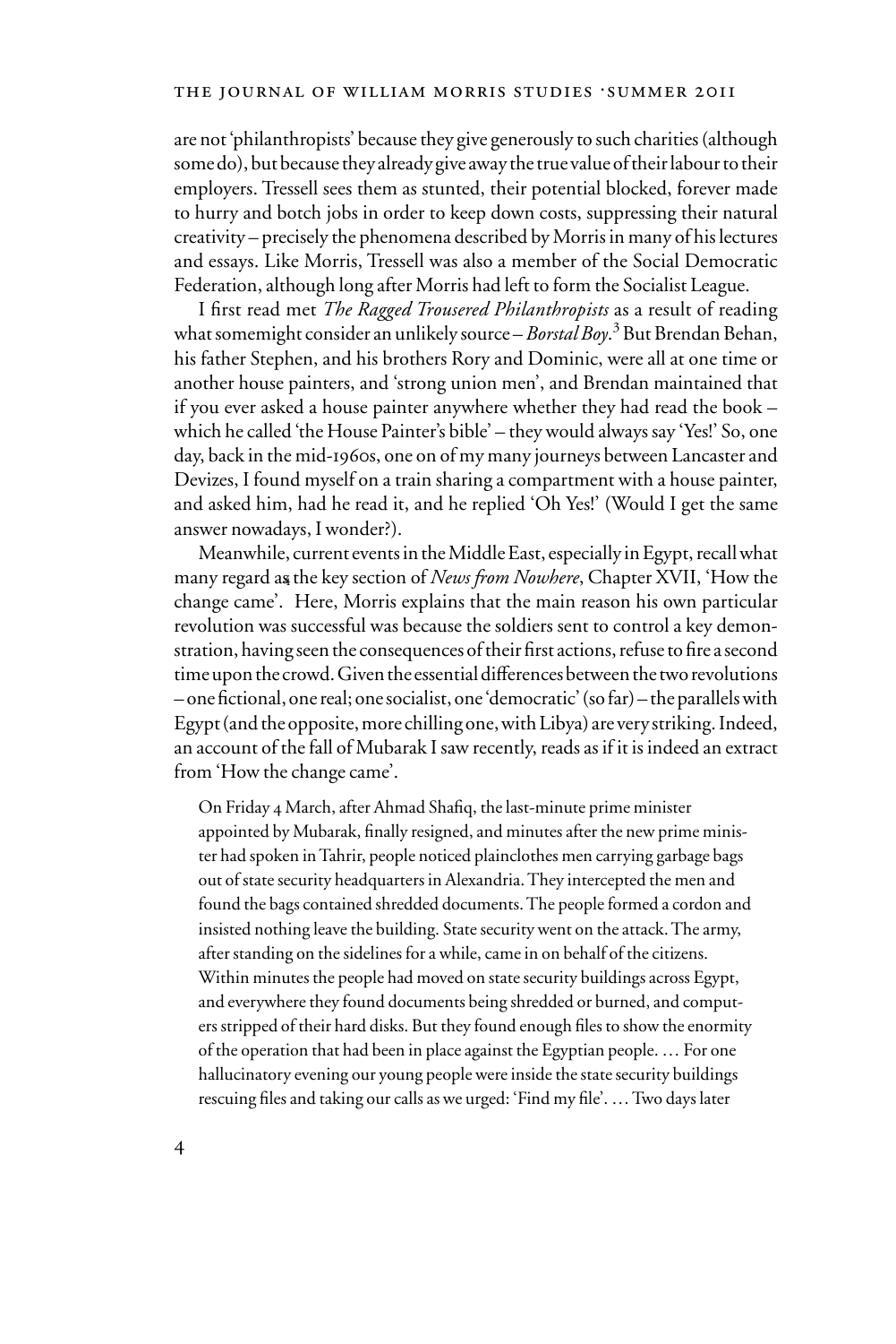are not 'philanthropists' because they give generously to such charities (although some do), but because they already give away the true value of their labour to their employers. Tressell sees them as stunted, their potential blocked, forever made to hurry and botch jobs in order to keep down costs, suppressing their natural creativity – precisely the phenomena described by Morris in many of his lectures and essays. Like Morris, Tressell was also a member of the Social Democratic Federation, although long after Morris had left to form the Socialist League.

I first read met *The Ragged Trousered Philanthropists* as a result of reading what somemight consider an unlikely source – *Borstal Boy*.[3] But Brendan Behan, his father Stephen, and his brothers Rory and Dominic, were all at one time or another house painters, and 'strong union men', and Brendan maintained that if you ever asked a house painter anywhere whether they had read the book – which he called 'the House Painter's bible' – they would always say 'Yes!' So, one day, back in the mid-1960s, one on of my many journeys between Lancaster and Devizes, I found myself on a train sharing a compartment with a house painter, and asked him, had he read it, and he replied 'Oh Yes!' (Would I get the same answer nowadays, I wonder?).

Meanwhile, current events in the Middle East, especially in Egypt, recall what many regard as the key section of *News from Nowhere*, Chapter XVII, 'How the change came'. Here, Morris explains that the main reason his own particular revolution was successful was because the soldiers sent to control a key demonstration, having seen the consequences of their first actions, refuse to fire a second time upon the crowd. Given the essential differences between the two revolutions – one fictional, one real; one socialist, one 'democratic' (so far) – the parallels with Egypt (and the opposite, more chilling one, with Libya) are very striking. Indeed, an account of the fall of Mubarak I saw recently, reads as if it is indeed an extract from 'How the change came'.

> On Friday 4 March, after Ahmad Shafiq, the last-minute prime minister appointed by Mubarak, finally resigned, and minutes after the new prime minister had spoken in Tahrir, people noticed plainclothes men carrying garbage bags out of state security headquarters in Alexandria. They intercepted the men and found the bags contained shredded documents. The people formed a cordon and insisted nothing leave the building. State security went on the attack. The army, after standing on the sidelines for a while, came in on behalf of the citizens. Within minutes the people had moved on state security buildings across Egypt, and everywhere they found documents being shredded or burned, and computers stripped of their hard disks. But they found enough files to show the enormity of the operation that had been in place against the Egyptian people. … For one hallucinatory evening our young people were inside the state security buildings rescuing files and taking our calls as we urged: 'Find my file'. … Two days later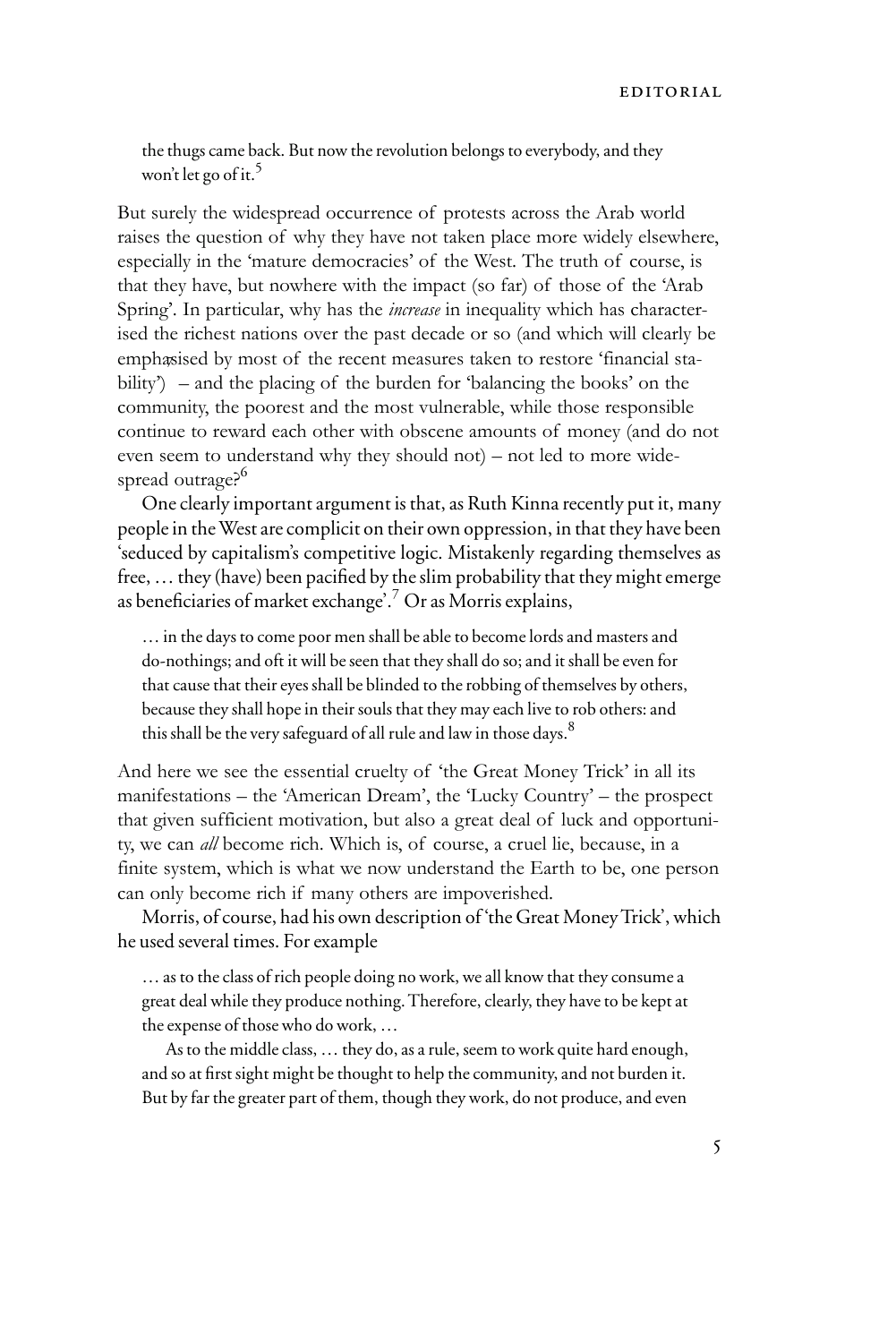> the thugs came back. But now the revolution belongs to everybody, and they won't let go of it.[5]

But surely the widespread occurrence of protests across the Arab world raises the question of why they have not taken place more widely elsewhere, especially in the 'mature democracies' of the West. The truth of course, is that they have, but nowhere with the impact (so far) of those of the 'Arab Spring'. In particular, why has the *increase* in inequality which has characterised the richest nations over the past decade or so (and which will clearly be emphasised by most of the recent measures taken to restore 'financial stability') – and the placing of the burden for 'balancing the books' on the community, the poorest and the most vulnerable, while those responsible continue to reward each other with obscene amounts of money (and do not even seem to understand why they should not) – not led to more widespread outrage?[6]

One clearly important argument is that, as Ruth Kinna recently put it, many people in the West are complicit on their own oppression, in that they have been 'seduced by capitalism's competitive logic. Mistakenly regarding themselves as free, … they (have) been pacified by the slim probability that they might emerge as beneficiaries of market exchange'.[7] Or as Morris explains,

> … in the days to come poor men shall be able to become lords and masters and do-nothings; and oft it will be seen that they shall do so; and it shall be even for that cause that their eyes shall be blinded to the robbing of themselves by others, because they shall hope in their souls that they may each live to rob others: and this shall be the very safeguard of all rule and law in those days.[8]

And here we see the essential cruelty of 'the Great Money Trick' in all its manifestations – the 'American Dream', the 'Lucky Country' – the prospect that given sufficient motivation, but also a great deal of luck and opportunity, we can *all* become rich. Which is, of course, a cruel lie, because, in a finite system, which is what we now understand the Earth to be, one person can only become rich if many others are impoverished.

Morris, of course, had his own description of 'the Great Money Trick', which he used several times. For example

> … as to the class of rich people doing no work, we all know that they consume a great deal while they produce nothing. Therefore, clearly, they have to be kept at the expense of those who do work, …
>
> As to the middle class, … they do, as a rule, seem to work quite hard enough, and so at first sight might be thought to help the community, and not burden it. But by far the greater part of them, though they work, do not produce, and even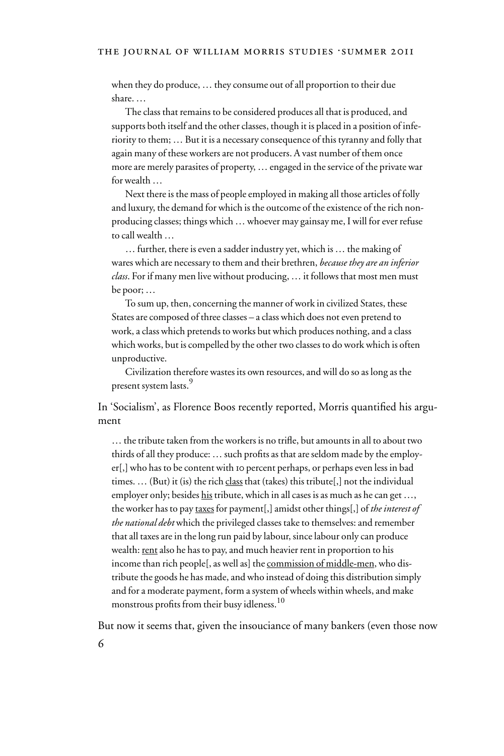when they do produce, … they consume out of all proportion to their due share. …

The class that remains to be considered produces all that is produced, and supports both itself and the other classes, though it is placed in a position of inferiority to them; … But it is a necessary consequence of this tyranny and folly that again many of these workers are not producers. A vast number of them once more are merely parasites of property, … engaged in the service of the private war for wealth …

Next there is the mass of people employed in making all those articles of folly and luxury, the demand for which is the outcome of the existence of the rich non-producing classes; things which … whoever may gainsay me, I will for ever refuse to call wealth …

… further, there is even a sadder industry yet, which is … the making of wares which are necessary to them and their brethren, *because they are an inferior class*. For if many men live without producing, … it follows that most men must be poor; …

To sum up, then, concerning the manner of work in civilized States, these States are composed of three classes – a class which does not even pretend to work, a class which pretends to works but which produces nothing, and a class which works, but is compelled by the other two classes to do work which is often unproductive.

Civilization therefore wastes its own resources, and will do so as long as the present system lasts.[9]

In 'Socialism', as Florence Boos recently reported, Morris quantified his argument

> … the tribute taken from the workers is no trifle, but amounts in all to about two thirds of all they produce: … such profits as that are seldom made by the employer[,] who has to be content with 10 percent perhaps, or perhaps even less in bad times. … (But) it (is) the rich <u>class</u> that (takes) this tribute[,] not the individual employer only; besides <u>his</u> tribute, which in all cases is as much as he can get …, the worker has to pay <u>taxes</u> for payment[,] amidst other things[,] of *the interest of the national debt* which the privileged classes take to themselves: and remember that all taxes are in the long run paid by labour, since labour only can produce wealth: <u>rent</u> also he has to pay, and much heavier rent in proportion to his income than rich people[, as well as] the <u>commission of middle-men</u>, who distribute the goods he has made, and who instead of doing this distribution simply and for a moderate payment, form a system of wheels within wheels, and make monstrous profits from their busy idleness.[10]

But now it seems that, given the insouciance of many bankers (even those now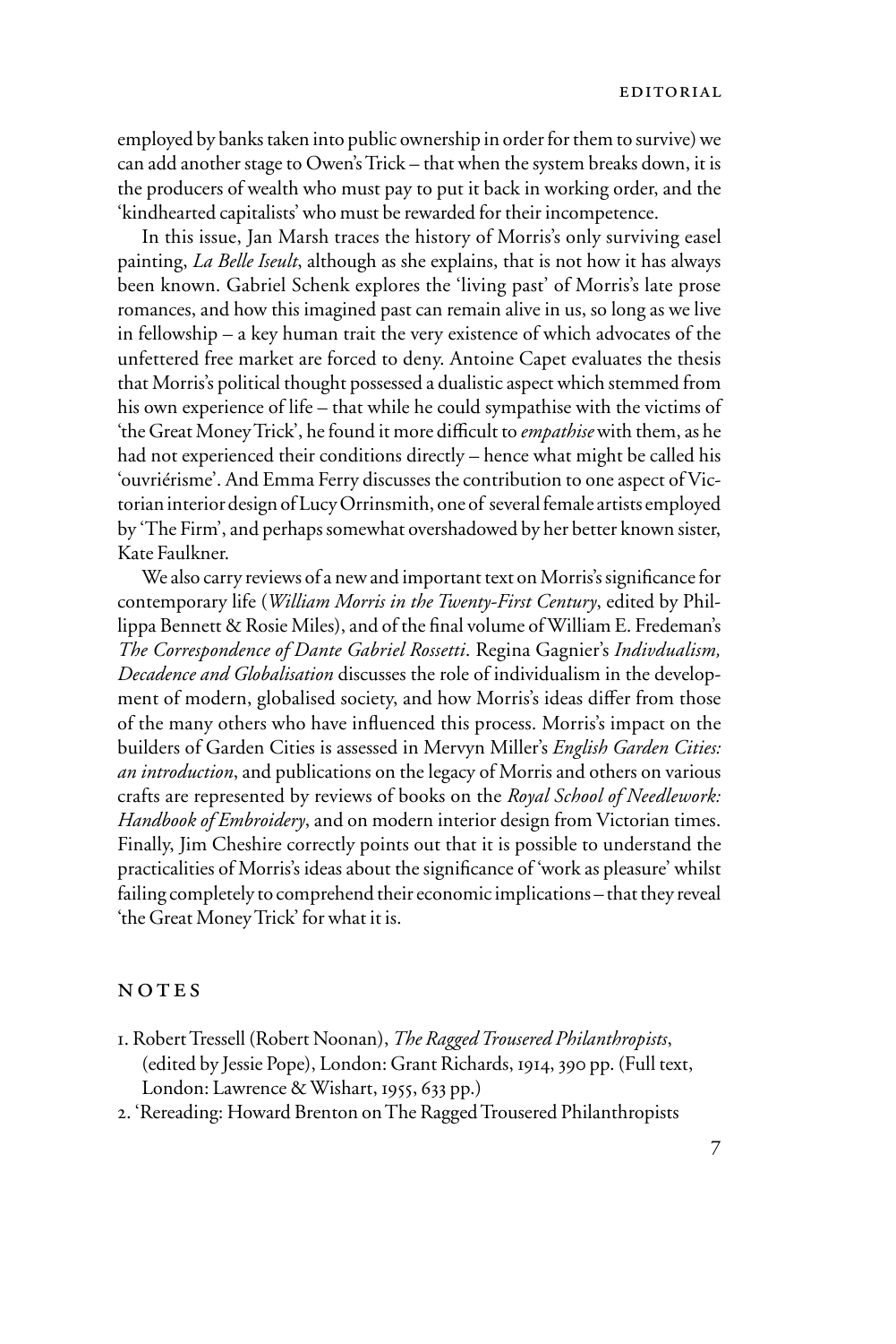employed by banks taken into public ownership in order for them to survive) we can add another stage to Owen's Trick – that when the system breaks down, it is the producers of wealth who must pay to put it back in working order, and the 'kindhearted capitalists' who must be rewarded for their incompetence.

In this issue, Jan Marsh traces the history of Morris's only surviving easel painting, *La Belle Iseult*, although as she explains, that is not how it has always been known. Gabriel Schenk explores the 'living past' of Morris's late prose romances, and how this imagined past can remain alive in us, so long as we live in fellowship – a key human trait the very existence of which advocates of the unfettered free market are forced to deny. Antoine Capet evaluates the thesis that Morris's political thought possessed a dualistic aspect which stemmed from his own experience of life – that while he could sympathise with the victims of 'the Great Money Trick', he found it more difficult to *empathise* with them, as he had not experienced their conditions directly – hence what might be called his 'ouvriérisme'. And Emma Ferry discusses the contribution to one aspect of Victorian interior design of Lucy Orrinsmith, one of several female artists employed by 'The Firm', and perhaps somewhat overshadowed by her better known sister, Kate Faulkner.

We also carry reviews of a new and important text on Morris's significance for contemporary life (*William Morris in the Twenty-First Century*, edited by Phillippa Bennett & Rosie Miles), and of the final volume of William E. Fredeman's *The Correspondence of Dante Gabriel Rossetti*. Regina Gagnier's *Indivdualism, Decadence and Globalisation* discusses the role of individualism in the development of modern, globalised society, and how Morris's ideas differ from those of the many others who have influenced this process. Morris's impact on the builders of Garden Cities is assessed in Mervyn Miller's *English Garden Cities: an introduction*, and publications on the legacy of Morris and others on various crafts are represented by reviews of books on the *Royal School of Needlework: Handbook of Embroidery*, and on modern interior design from Victorian times. Finally, Jim Cheshire correctly points out that it is possible to understand the practicalities of Morris's ideas about the significance of 'work as pleasure' whilst failing completely to comprehend their economic implications – that they reveal 'the Great Money Trick' for what it is.

## NOTES

1. Robert Tressell (Robert Noonan), *The Ragged Trousered Philanthropists*, (edited by Jessie Pope), London: Grant Richards, 1914, 390 pp. (Full text, London: Lawrence & Wishart, 1955, 633 pp.)
2. 'Rereading: Howard Brenton on The Ragged Trousered Philanthropists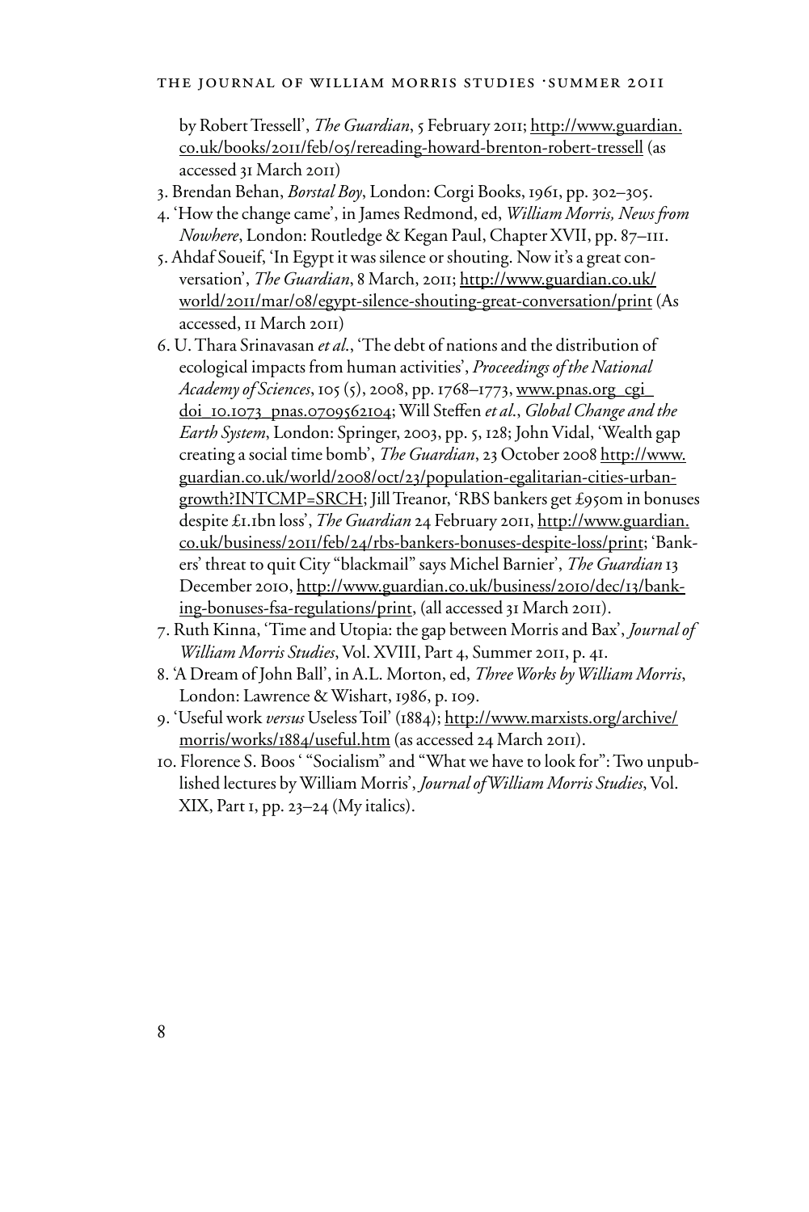by Robert Tressell', *The Guardian*, 5 February 2011; http://www.guardian.co.uk/books/2011/feb/05/rereading-howard-brenton-robert-tressell (as accessed 31 March 2011)

3. Brendan Behan, *Borstal Boy*, London: Corgi Books, 1961, pp. 302–305.
4. 'How the change came', in James Redmond, ed, *William Morris, News from Nowhere*, London: Routledge & Kegan Paul, Chapter XVII, pp. 87–111.
5. Ahdaf Soueif, 'In Egypt it was silence or shouting. Now it's a great conversation', *The Guardian*, 8 March, 2011; http://www.guardian.co.uk/world/2011/mar/08/egypt-silence-shouting-great-conversation/print (As accessed, 11 March 2011)
6. U. Thara Srinavasan *et al.*, 'The debt of nations and the distribution of ecological impacts from human activities', *Proceedings of the National Academy of Sciences*, 105 (5), 2008, pp. 1768–1773, www.pnas.org_cgi_doi_10.1073_pnas.0709562104; Will Steffen *et al.*, *Global Change and the Earth System*, London: Springer, 2003, pp. 5, 128; John Vidal, 'Wealth gap creating a social time bomb', *The Guardian*, 23 October 2008 http://www.guardian.co.uk/world/2008/oct/23/population-egalitarian-cities-urban-growth?INTCMP=SRCH; Jill Treanor, 'RBS bankers get £950m in bonuses despite £1.1bn loss', *The Guardian* 24 February 2011, http://www.guardian.co.uk/business/2011/feb/24/rbs-bankers-bonuses-despite-loss/print; 'Bankers' threat to quit City "blackmail" says Michel Barnier', *The Guardian* 13 December 2010, http://www.guardian.co.uk/business/2010/dec/13/banking-bonuses-fsa-regulations/print, (all accessed 31 March 2011).
7. Ruth Kinna, 'Time and Utopia: the gap between Morris and Bax', *Journal of William Morris Studies*, Vol. XVIII, Part 4, Summer 2011, p. 41.
8. 'A Dream of John Ball', in A.L. Morton, ed, *Three Works by William Morris*, London: Lawrence & Wishart, 1986, p. 109.
9. 'Useful work *versus* Useless Toil' (1884); http://www.marxists.org/archive/morris/works/1884/useful.htm (as accessed 24 March 2011).
10. Florence S. Boos ' "Socialism" and "What we have to look for": Two unpublished lectures by William Morris', *Journal of William Morris Studies*, Vol. XIX, Part 1, pp. 23–24 (My italics).